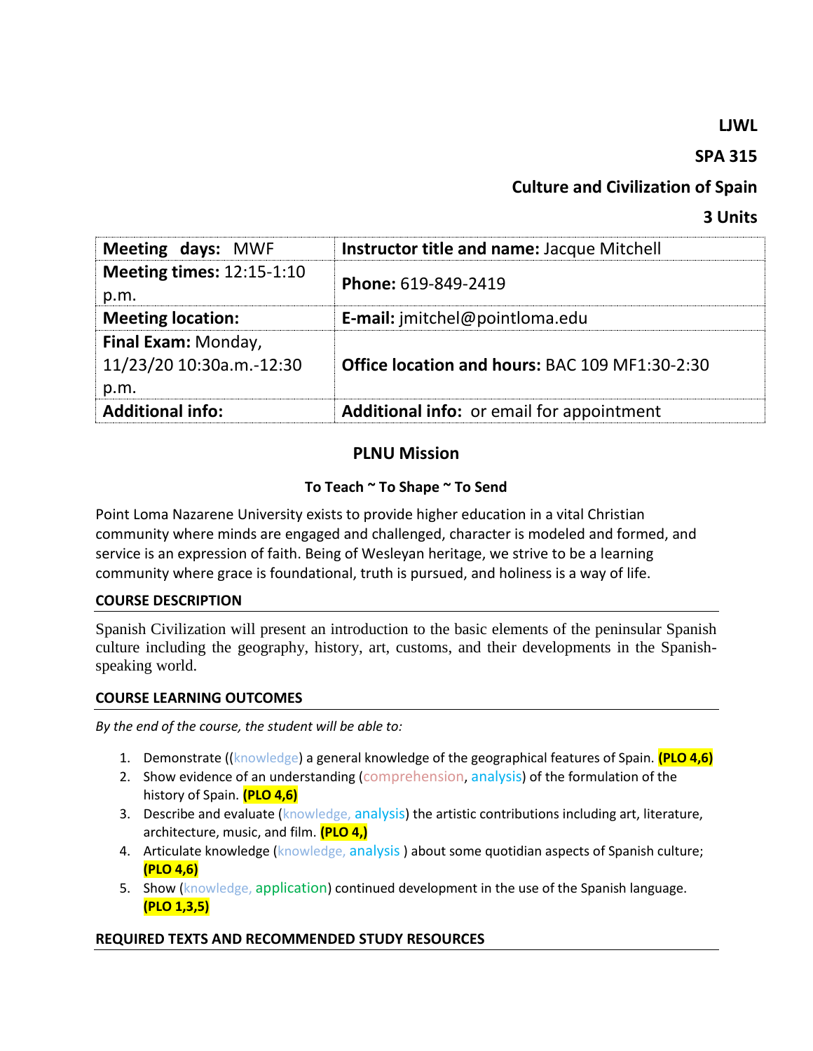**LJWL**

**SPA 315**

**Culture and Civilization of Spain**

**3 Units**

| **Meeting days:** MWF | **Instructor title and name:** Jacque Mitchell |
|---|---|
| **Meeting times:** 12:15-1:10 p.m. | **Phone:** 619-849-2419 |
| **Meeting location:** | **E-mail:** jmitchel@pointloma.edu |
| **Final Exam:** Monday, 11/23/20 10:30a.m.-12:30 p.m. | **Office location and hours:** BAC 109 MF1:30-2:30 |
| **Additional info:** | **Additional info:** or email for appointment |

## PLNU Mission

### To Teach ~ To Shape ~ To Send

Point Loma Nazarene University exists to provide higher education in a vital Christian community where minds are engaged and challenged, character is modeled and formed, and service is an expression of faith. Being of Wesleyan heritage, we strive to be a learning community where grace is foundational, truth is pursued, and holiness is a way of life.

### COURSE DESCRIPTION

Spanish Civilization will present an introduction to the basic elements of the peninsular Spanish culture including the geography, history, art, customs, and their developments in the Spanish-speaking world.

### COURSE LEARNING OUTCOMES

*By the end of the course, the student will be able to:*

1. Demonstrate ((knowledge) a general knowledge of the geographical features of Spain. **(PLO 4,6)**
2. Show evidence of an understanding (comprehension, analysis) of the formulation of the history of Spain. **(PLO 4,6)**
3. Describe and evaluate (knowledge, analysis) the artistic contributions including art, literature, architecture, music, and film. **(PLO 4,)**
4. Articulate knowledge (knowledge, analysis ) about some quotidian aspects of Spanish culture; **(PLO 4,6)**
5. Show (knowledge, application) continued development in the use of the Spanish language. **(PLO 1,3,5)**

### REQUIRED TEXTS AND RECOMMENDED STUDY RESOURCES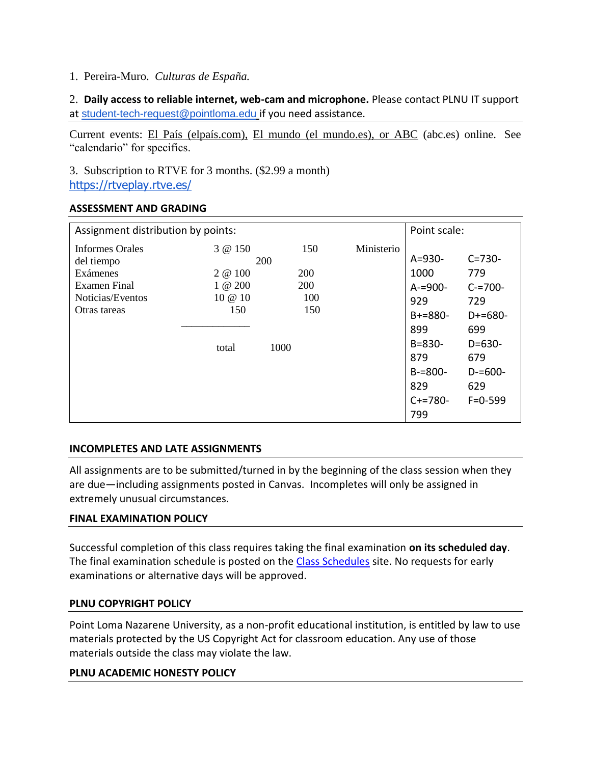1. Pereira-Muro. *Culturas de España.*

2. **Daily access to reliable internet, web-cam and microphone.** Please contact PLNU IT support at student-tech-request@pointloma.edu if you need assistance.

Current events: El País (elpaís.com), El mundo (el mundo.es), or ABC (abc.es) online. See "calendario" for specifics.

3. Subscription to RTVE for 3 months. ($2.99 a month)
https://rtveplay.rtve.es/

## ASSESSMENT AND GRADING

| Assignment distribution by points: | | | | Point scale: | |
|---|---|---|---|---|---|
| Informes Orales | 3 @ 150 | 150 | Ministerio | A=930-1000 | C=730-779 |
| del tiempo | 200 | 200 | | A-=900-929 | C-=700-729 |
| Exámenes | 2 @ 100 | 200 | | B+=880-899 | D+=680-699 |
| Examen Final | 1 @ 200 | 200 | | B=830-879 | D=630-679 |
| Noticias/Eventos | 10 @ 10 | 100 | | B-=800-829 | D-=600-629 |
| Otras tareas | 150 | 150 | | C+=780-799 | F=0-599 |
| | total | 1000 | | | |

## INCOMPLETES AND LATE ASSIGNMENTS

All assignments are to be submitted/turned in by the beginning of the class session when they are due—including assignments posted in Canvas. Incompletes will only be assigned in extremely unusual circumstances.

## FINAL EXAMINATION POLICY

Successful completion of this class requires taking the final examination **on its scheduled day**. The final examination schedule is posted on the Class Schedules site. No requests for early examinations or alternative days will be approved.

## PLNU COPYRIGHT POLICY

Point Loma Nazarene University, as a non-profit educational institution, is entitled by law to use materials protected by the US Copyright Act for classroom education. Any use of those materials outside the class may violate the law.

## PLNU ACADEMIC HONESTY POLICY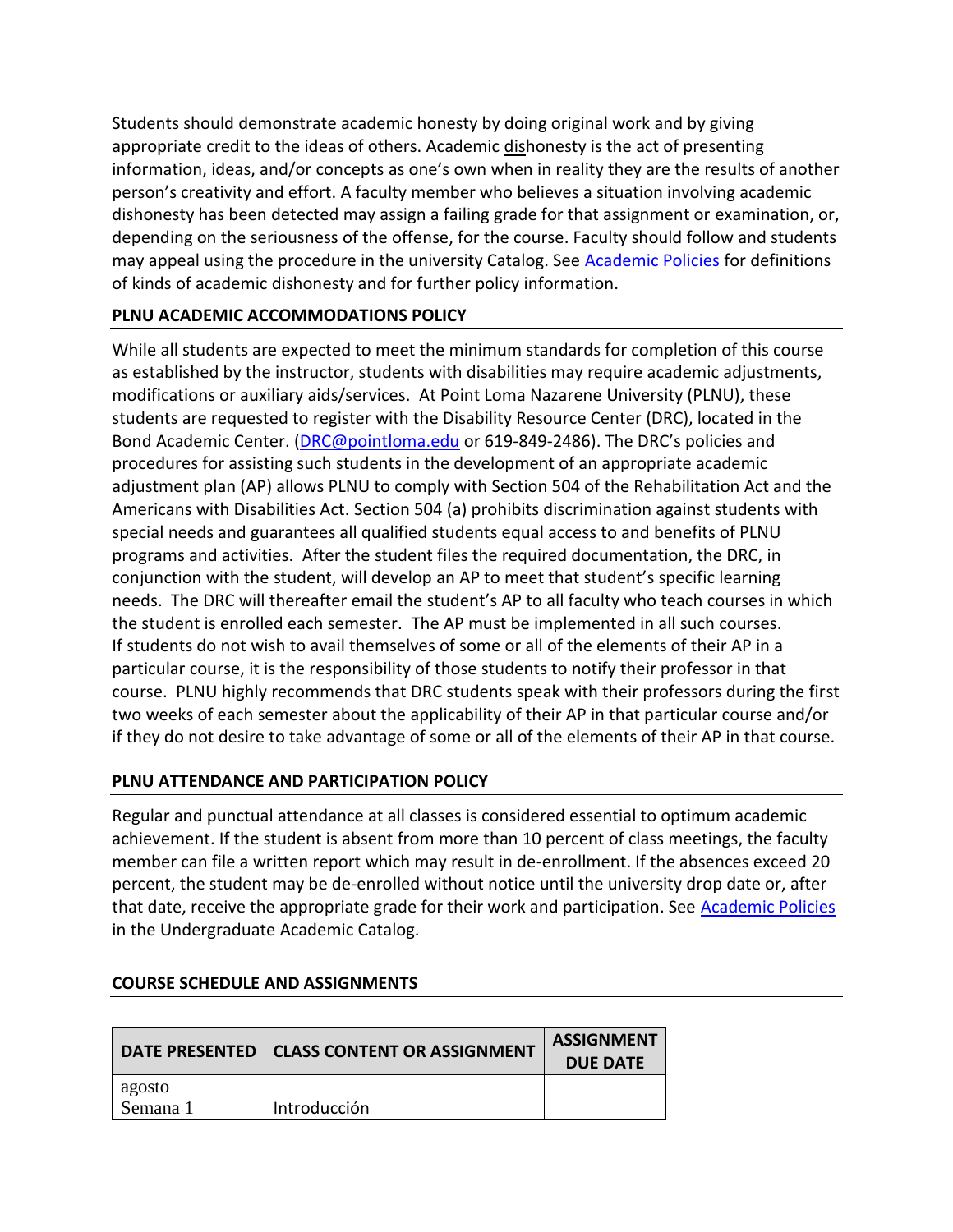Students should demonstrate academic honesty by doing original work and by giving appropriate credit to the ideas of others. Academic dishonesty is the act of presenting information, ideas, and/or concepts as one's own when in reality they are the results of another person's creativity and effort. A faculty member who believes a situation involving academic dishonesty has been detected may assign a failing grade for that assignment or examination, or, depending on the seriousness of the offense, for the course. Faculty should follow and students may appeal using the procedure in the university Catalog. See [Academic Policies](#) for definitions of kinds of academic dishonesty and for further policy information.

## PLNU ACADEMIC ACCOMMODATIONS POLICY

While all students are expected to meet the minimum standards for completion of this course as established by the instructor, students with disabilities may require academic adjustments, modifications or auxiliary aids/services. At Point Loma Nazarene University (PLNU), these students are requested to register with the Disability Resource Center (DRC), located in the Bond Academic Center. (DRC@pointloma.edu or 619-849-2486). The DRC's policies and procedures for assisting such students in the development of an appropriate academic adjustment plan (AP) allows PLNU to comply with Section 504 of the Rehabilitation Act and the Americans with Disabilities Act. Section 504 (a) prohibits discrimination against students with special needs and guarantees all qualified students equal access to and benefits of PLNU programs and activities. After the student files the required documentation, the DRC, in conjunction with the student, will develop an AP to meet that student's specific learning needs. The DRC will thereafter email the student's AP to all faculty who teach courses in which the student is enrolled each semester. The AP must be implemented in all such courses. If students do not wish to avail themselves of some or all of the elements of their AP in a particular course, it is the responsibility of those students to notify their professor in that course. PLNU highly recommends that DRC students speak with their professors during the first two weeks of each semester about the applicability of their AP in that particular course and/or if they do not desire to take advantage of some or all of the elements of their AP in that course.

## PLNU ATTENDANCE AND PARTICIPATION POLICY

Regular and punctual attendance at all classes is considered essential to optimum academic achievement. If the student is absent from more than 10 percent of class meetings, the faculty member can file a written report which may result in de-enrollment. If the absences exceed 20 percent, the student may be de-enrolled without notice until the university drop date or, after that date, receive the appropriate grade for their work and participation. See [Academic Policies](#) in the Undergraduate Academic Catalog.

## COURSE SCHEDULE AND ASSIGNMENTS

| DATE PRESENTED | CLASS CONTENT OR ASSIGNMENT | ASSIGNMENT DUE DATE |
|---|---|---|
| agosto<br>Semana 1 | Introducción | |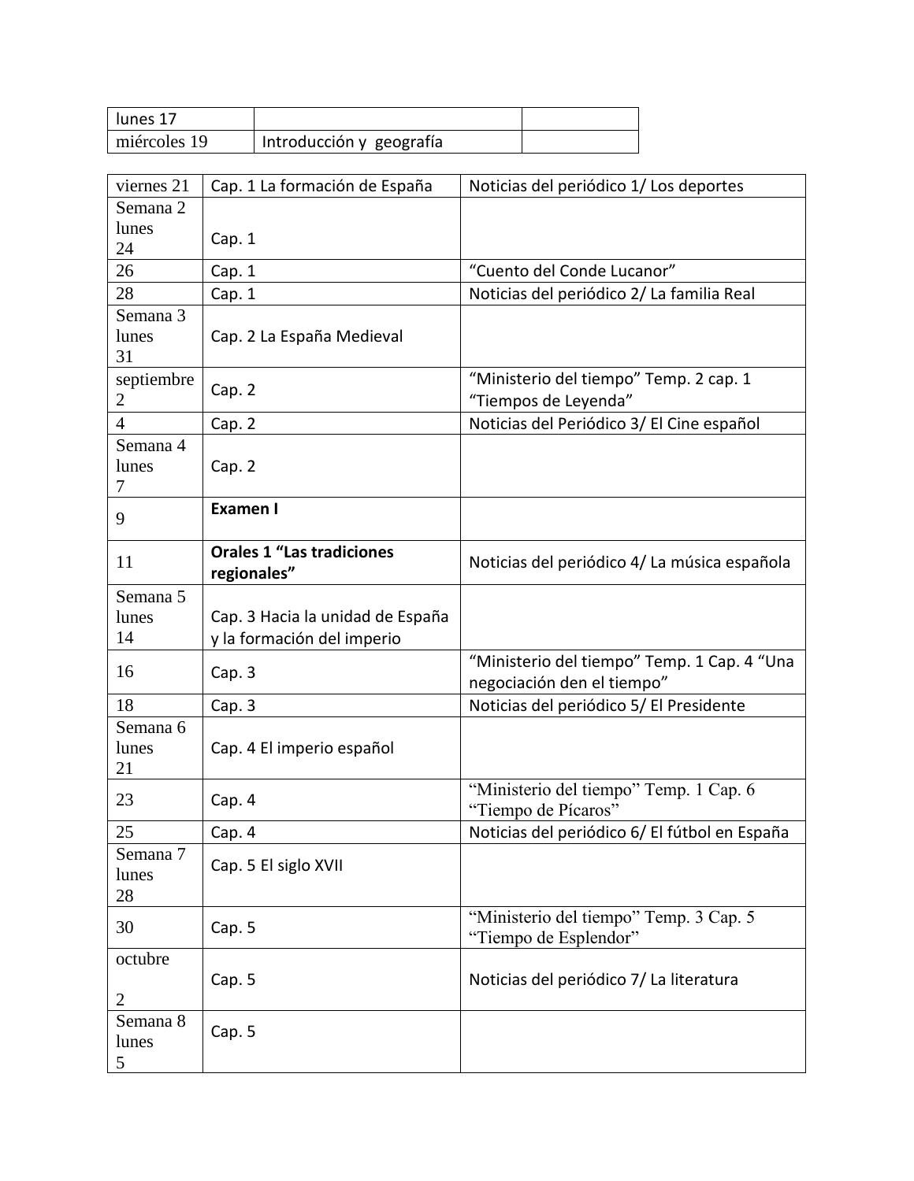| lunes 17 | | |
|---|---|---|
| miércoles 19 | Introducción y geografía | |

| viernes 21 | Cap. 1 La formación de España | Noticias del periódico 1/ Los deportes |
|---|---|---|
| Semana 2 lunes 24 | Cap. 1 | |
| 26 | Cap. 1 | "Cuento del Conde Lucanor" |
| 28 | Cap. 1 | Noticias del periódico 2/ La familia Real |
| Semana 3 lunes 31 | Cap. 2 La España Medieval | |
| septiembre 2 | Cap. 2 | "Ministerio del tiempo" Temp. 2 cap. 1 "Tiempos de Leyenda" |
| 4 | Cap. 2 | Noticias del Periódico 3/ El Cine español |
| Semana 4 lunes 7 | Cap. 2 | |
| 9 | **Examen I** | |
| 11 | **Orales 1 "Las tradiciones regionales"** | Noticias del periódico 4/ La música española |
| Semana 5 lunes 14 | Cap. 3 Hacia la unidad de España y la formación del imperio | |
| 16 | Cap. 3 | "Ministerio del tiempo" Temp. 1 Cap. 4 "Una negociación den el tiempo" |
| 18 | Cap. 3 | Noticias del periódico 5/ El Presidente |
| Semana 6 lunes 21 | Cap. 4 El imperio español | |
| 23 | Cap. 4 | "Ministerio del tiempo" Temp. 1 Cap. 6 "Tiempo de Pícaros" |
| 25 | Cap. 4 | Noticias del periódico 6/ El fútbol en España |
| Semana 7 lunes 28 | Cap. 5 El siglo XVII | |
| 30 | Cap. 5 | "Ministerio del tiempo" Temp. 3 Cap. 5 "Tiempo de Esplendor" |
| octubre 2 | Cap. 5 | Noticias del periódico 7/ La literatura |
| Semana 8 lunes 5 | Cap. 5 | |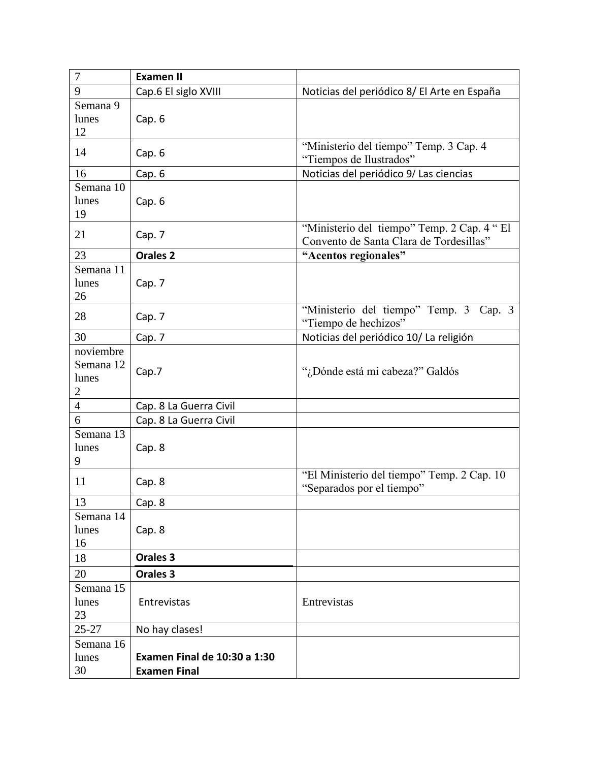| 7 | **Examen II** | |
|---|---|---|
| 9 | Cap.6 El siglo XVIII | Noticias del periódico 8/ El Arte en España |
| Semana 9 lunes 12 | Cap. 6 | |
| 14 | Cap. 6 | "Ministerio del tiempo" Temp. 3 Cap. 4 "Tiempos de Ilustrados" |
| 16 | Cap. 6 | Noticias del periódico 9/ Las ciencias |
| Semana 10 lunes 19 | Cap. 6 | |
| 21 | Cap. 7 | "Ministerio del tiempo" Temp. 2 Cap. 4 " El Convento de Santa Clara de Tordesillas" |
| 23 | **Orales 2** | **"Acentos regionales"** |
| Semana 11 lunes 26 | Cap. 7 | |
| 28 | Cap. 7 | "Ministerio del tiempo" Temp. 3 Cap. 3 "Tiempo de hechizos" |
| 30 | Cap. 7 | Noticias del periódico 10/ La religión |
| noviembre Semana 12 lunes 2 | Cap.7 | "¿Dónde está mi cabeza?" Galdós |
| 4 | Cap. 8 La Guerra Civil | |
| 6 | Cap. 8 La Guerra Civil | |
| Semana 13 lunes 9 | Cap. 8 | |
| 11 | Cap. 8 | "El Ministerio del tiempo" Temp. 2 Cap. 10 "Separados por el tiempo" |
| 13 | Cap. 8 | |
| Semana 14 lunes 16 | Cap. 8 | |
| 18 | **Orales 3** | |
| 20 | **Orales 3** | |
| Semana 15 lunes 23 | Entrevistas | Entrevistas |
| 25-27 | No hay clases! | |
| Semana 16 lunes 30 | **Examen Final de 10:30 a 1:30** **Examen Final** | |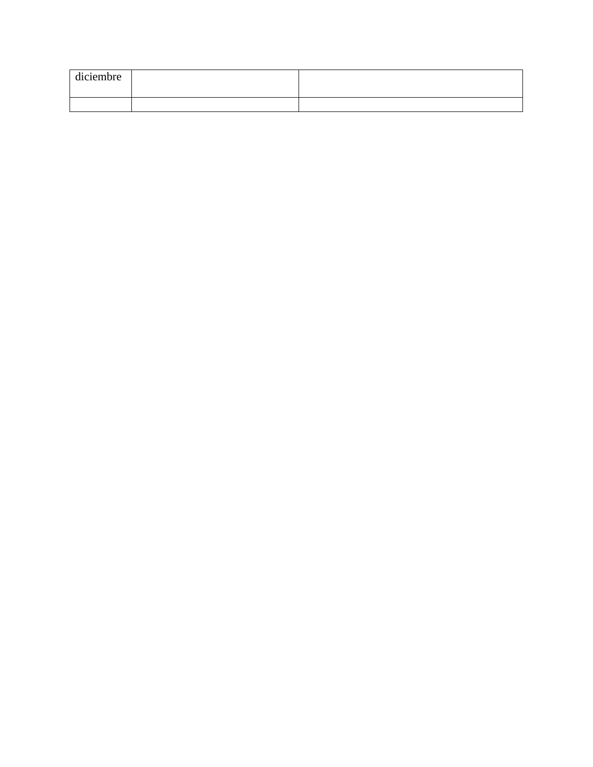| | | |
|---|---|---|
| diciembre | | |
| | | |